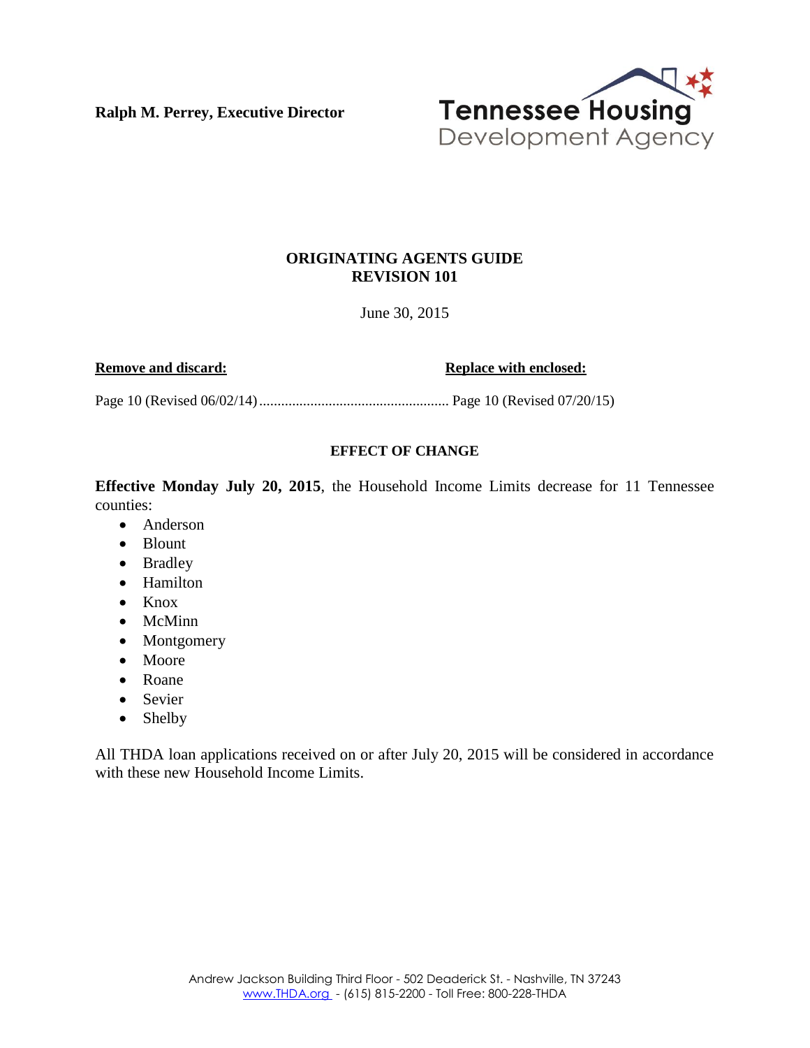**Ralph M. Perrey, Executive Director**

Tennessee Housing Development Agency

# ORIGINATING AGENTS GUIDE
# REVISION 101

June 30, 2015

| **Remove and discard:** | **Replace with enclosed:** |
|---|---|
| Page 10 (Revised 06/02/14) | Page 10 (Revised 07/20/15) |

## EFFECT OF CHANGE

**Effective Monday July 20, 2015**, the Household Income Limits decrease for 11 Tennessee counties:

- Anderson
- Blount
- Bradley
- Hamilton
- Knox
- McMinn
- Montgomery
- Moore
- Roane
- Sevier
- Shelby

All THDA loan applications received on or after July 20, 2015 will be considered in accordance with these new Household Income Limits.

Andrew Jackson Building Third Floor - 502 Deaderick St. - Nashville, TN 37243
www.THDA.org - (615) 815-2200 - Toll Free: 800-228-THDA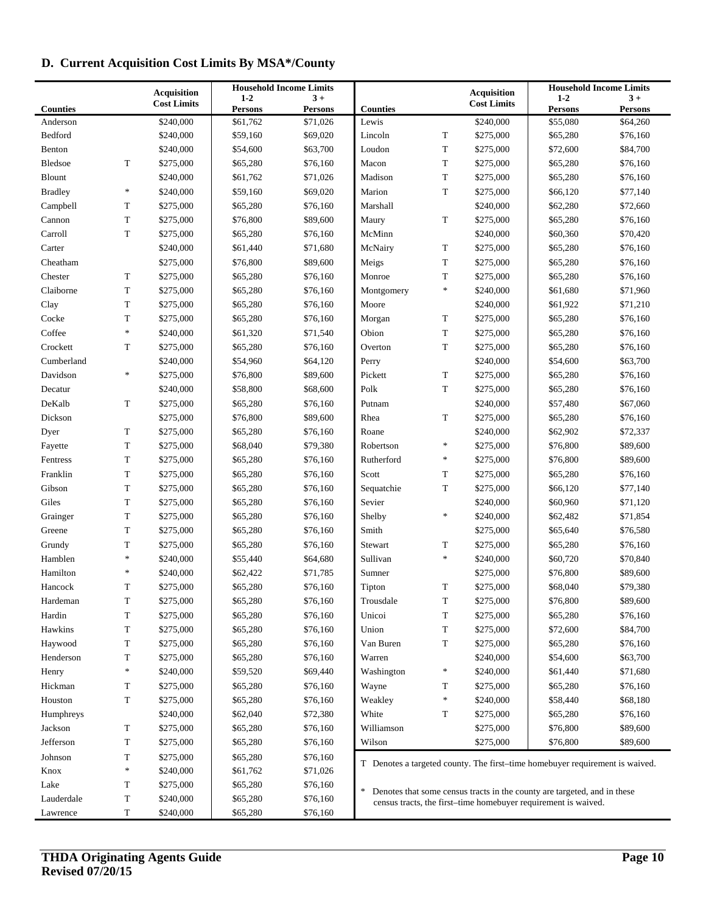## D. Current Acquisition Cost Limits By MSA*/County

| Counties | | Acquisition Cost Limits | Household Income Limits 1-2 Persons | 3 + Persons | Counties | | Acquisition Cost Limits | Household Income Limits 1-2 Persons | 3 + Persons |
|---|---|---|---|---|---|---|---|---|---|
| Anderson | | $240,000 | $61,762 | $71,026 | Lewis | | $240,000 | $55,080 | $64,260 |
| Bedford | | $240,000 | $59,160 | $69,020 | Lincoln | T | $275,000 | $65,280 | $76,160 |
| Benton | | $240,000 | $54,600 | $63,700 | Loudon | T | $275,000 | $72,600 | $84,700 |
| Bledsoe | T | $275,000 | $65,280 | $76,160 | Macon | T | $275,000 | $65,280 | $76,160 |
| Blount | | $240,000 | $61,762 | $71,026 | Madison | T | $275,000 | $65,280 | $76,160 |
| Bradley | * | $240,000 | $59,160 | $69,020 | Marion | T | $275,000 | $66,120 | $77,140 |
| Campbell | T | $275,000 | $65,280 | $76,160 | Marshall | | $240,000 | $62,280 | $72,660 |
| Cannon | T | $275,000 | $76,800 | $89,600 | Maury | T | $275,000 | $65,280 | $76,160 |
| Carroll | T | $275,000 | $65,280 | $76,160 | McMinn | | $240,000 | $60,360 | $70,420 |
| Carter | | $240,000 | $61,440 | $71,680 | McNairy | T | $275,000 | $65,280 | $76,160 |
| Cheatham | | $275,000 | $76,800 | $89,600 | Meigs | T | $275,000 | $65,280 | $76,160 |
| Chester | T | $275,000 | $65,280 | $76,160 | Monroe | T | $275,000 | $65,280 | $76,160 |
| Claiborne | T | $275,000 | $65,280 | $76,160 | Montgomery | * | $240,000 | $61,680 | $71,960 |
| Clay | T | $275,000 | $65,280 | $76,160 | Moore | | $240,000 | $61,922 | $71,210 |
| Cocke | T | $275,000 | $65,280 | $76,160 | Morgan | T | $275,000 | $65,280 | $76,160 |
| Coffee | * | $240,000 | $61,320 | $71,540 | Obion | T | $275,000 | $65,280 | $76,160 |
| Crockett | T | $275,000 | $65,280 | $76,160 | Overton | T | $275,000 | $65,280 | $76,160 |
| Cumberland | | $240,000 | $54,960 | $64,120 | Perry | | $240,000 | $54,600 | $63,700 |
| Davidson | * | $275,000 | $76,800 | $89,600 | Pickett | T | $275,000 | $65,280 | $76,160 |
| Decatur | | $240,000 | $58,800 | $68,600 | Polk | T | $275,000 | $65,280 | $76,160 |
| DeKalb | T | $275,000 | $65,280 | $76,160 | Putnam | | $240,000 | $57,480 | $67,060 |
| Dickson | | $275,000 | $76,800 | $89,600 | Rhea | T | $275,000 | $65,280 | $76,160 |
| Dyer | T | $275,000 | $65,280 | $76,160 | Roane | | $240,000 | $62,902 | $72,337 |
| Fayette | T | $275,000 | $68,040 | $79,380 | Robertson | * | $275,000 | $76,800 | $89,600 |
| Fentress | T | $275,000 | $65,280 | $76,160 | Rutherford | * | $275,000 | $76,800 | $89,600 |
| Franklin | T | $275,000 | $65,280 | $76,160 | Scott | T | $275,000 | $65,280 | $76,160 |
| Gibson | T | $275,000 | $65,280 | $76,160 | Sequatchie | T | $275,000 | $66,120 | $77,140 |
| Giles | T | $275,000 | $65,280 | $76,160 | Sevier | | $240,000 | $60,960 | $71,120 |
| Grainger | T | $275,000 | $65,280 | $76,160 | Shelby | * | $240,000 | $62,482 | $71,854 |
| Greene | T | $275,000 | $65,280 | $76,160 | Smith | | $275,000 | $65,640 | $76,580 |
| Grundy | T | $275,000 | $65,280 | $76,160 | Stewart | T | $275,000 | $65,280 | $76,160 |
| Hamblen | * | $240,000 | $55,440 | $64,680 | Sullivan | * | $240,000 | $60,720 | $70,840 |
| Hamilton | * | $240,000 | $62,422 | $71,785 | Sumner | | $275,000 | $76,800 | $89,600 |
| Hancock | T | $275,000 | $65,280 | $76,160 | Tipton | T | $275,000 | $68,040 | $79,380 |
| Hardeman | T | $275,000 | $65,280 | $76,160 | Trousdale | T | $275,000 | $76,800 | $89,600 |
| Hardin | T | $275,000 | $65,280 | $76,160 | Unicoi | T | $275,000 | $65,280 | $76,160 |
| Hawkins | T | $275,000 | $65,280 | $76,160 | Union | T | $275,000 | $72,600 | $84,700 |
| Haywood | T | $275,000 | $65,280 | $76,160 | Van Buren | T | $275,000 | $65,280 | $76,160 |
| Henderson | T | $275,000 | $65,280 | $76,160 | Warren | | $240,000 | $54,600 | $63,700 |
| Henry | * | $240,000 | $59,520 | $69,440 | Washington | * | $240,000 | $61,440 | $71,680 |
| Hickman | T | $275,000 | $65,280 | $76,160 | Wayne | T | $275,000 | $65,280 | $76,160 |
| Houston | T | $275,000 | $65,280 | $76,160 | Weakley | * | $240,000 | $58,440 | $68,180 |
| Humphreys | | $240,000 | $62,040 | $72,380 | White | T | $275,000 | $65,280 | $76,160 |
| Jackson | T | $275,000 | $65,280 | $76,160 | Williamson | | $275,000 | $76,800 | $89,600 |
| Jefferson | T | $275,000 | $65,280 | $76,160 | Wilson | | $275,000 | $76,800 | $89,600 |
| Johnson | T | $275,000 | $65,280 | $76,160 | | | | | |
| Knox | * | $240,000 | $61,762 | $71,026 | | | | | |
| Lake | T | $275,000 | $65,280 | $76,160 | | | | | |
| Lauderdale | T | $240,000 | $65,280 | $76,160 | | | | | |
| Lawrence | T | $240,000 | $65,280 | $76,160 | | | | | |

T Denotes a targeted county. The first–time homebuyer requirement is waived.

* Denotes that some census tracts in the county are targeted, and in these census tracts, the first–time homebuyer requirement is waived.